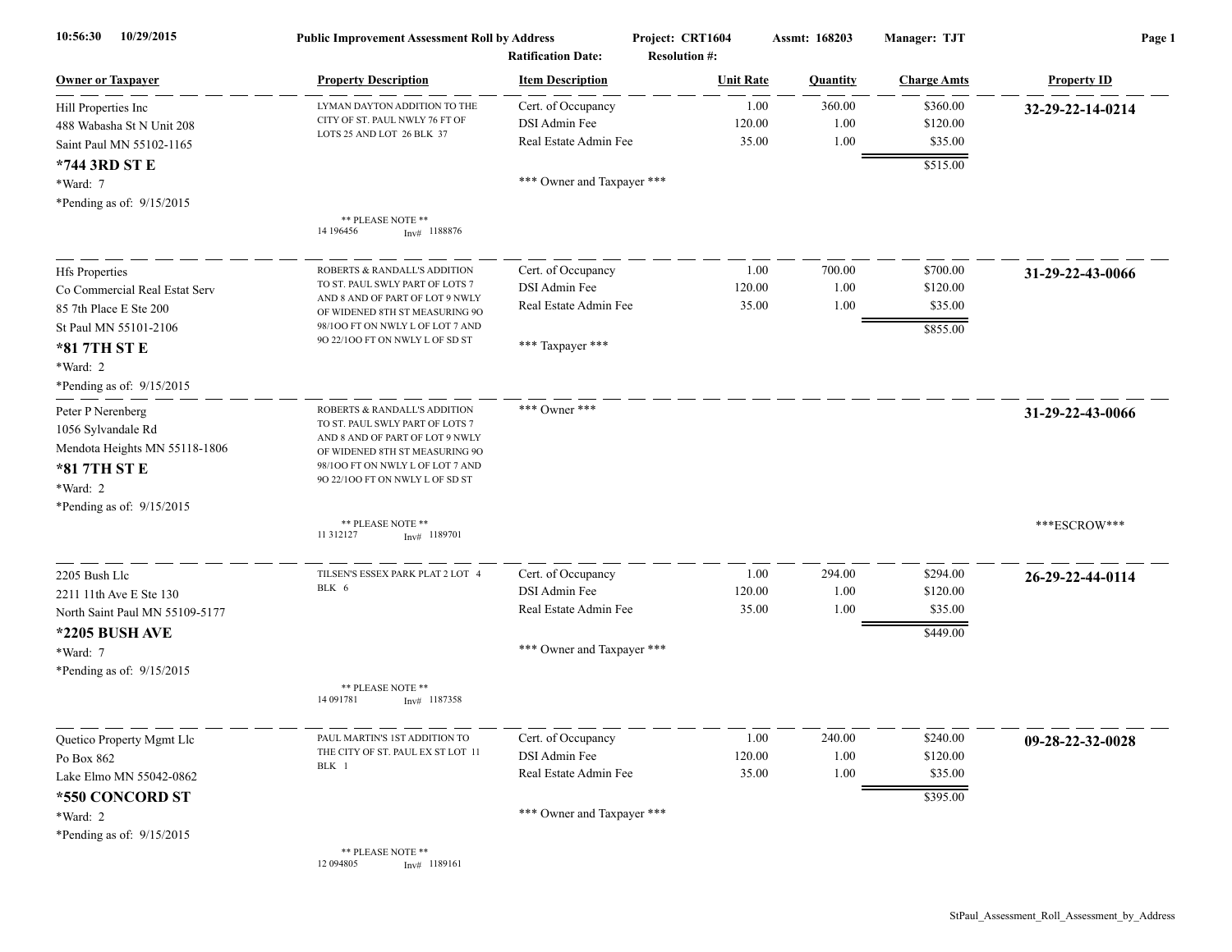**Public Improvement Assessment Roll by Address**

10:56:30 10/29/2015

Project: CRT1604 | Assmt: 168203 | Manager: TJT

Ratification Date: | Resolution #:

| Owner or Taxpayer | Property Description | Item Description | Unit Rate | Quantity | Charge Amts | Property ID |
|---|---|---|---|---|---|---|
| Hill Properties Inc<br>488 Wabasha St N Unit 208<br>Saint Paul MN 55102-1165<br>**\*744 3RD ST E**<br>\*Ward: 7<br>\*Pending as of: 9/15/2015 | LYMAN DAYTON ADDITION TO THE CITY OF ST. PAUL NWLY 76 FT OF LOTS 25 AND LOT 26 BLK 37<br><br>\*\* PLEASE NOTE \*\*<br>14 196456 Inv# 1188876 | Cert. of Occupancy<br>DSI Admin Fee<br>Real Estate Admin Fee<br><br>\*\*\* Owner and Taxpayer \*\*\* | 1.00<br>120.00<br>35.00 | 360.00<br>1.00<br>1.00 | $360.00<br>$120.00<br>$35.00<br>$515.00 | **32-29-22-14-0214** |
| Hfs Properties<br>Co Commercial Real Estat Serv<br>85 7th Place E Ste 200<br>St Paul MN 55101-2106<br>**\*81 7TH ST E**<br>\*Ward: 2<br>\*Pending as of: 9/15/2015 | ROBERTS & RANDALL'S ADDITION TO ST. PAUL SWLY PART OF LOTS 7 AND 8 AND OF PART OF LOT 9 NWLY OF WIDENED 8TH ST MEASURING 9O 98/1OO FT ON NWLY L OF LOT 7 AND 9O 22/1OO FT ON NWLY L OF SD ST | Cert. of Occupancy<br>DSI Admin Fee<br>Real Estate Admin Fee<br><br>\*\*\* Taxpayer \*\*\* | 1.00<br>120.00<br>35.00 | 700.00<br>1.00<br>1.00 | $700.00<br>$120.00<br>$35.00<br>$855.00 | **31-29-22-43-0066** |
| Peter P Nerenberg<br>1056 Sylvandale Rd<br>Mendota Heights MN 55118-1806<br>**\*81 7TH ST E**<br>\*Ward: 2<br>\*Pending as of: 9/15/2015 | ROBERTS & RANDALL'S ADDITION TO ST. PAUL SWLY PART OF LOTS 7 AND 8 AND OF PART OF LOT 9 NWLY OF WIDENED 8TH ST MEASURING 9O 98/1OO FT ON NWLY L OF LOT 7 AND 9O 22/1OO FT ON NWLY L OF SD ST<br><br>\*\* PLEASE NOTE \*\*<br>11 312127 Inv# 1189701 | \*\*\* Owner \*\*\* | | | | **31-29-22-43-0066**<br><br>\*\*\*ESCROW\*\*\* |
| 2205 Bush Llc<br>2211 11th Ave E Ste 130<br>North Saint Paul MN 55109-5177<br>**\*2205 BUSH AVE**<br>\*Ward: 7<br>\*Pending as of: 9/15/2015 | TILSEN'S ESSEX PARK PLAT 2 LOT 4 BLK 6<br><br>\*\* PLEASE NOTE \*\*<br>14 091781 Inv# 1187358 | Cert. of Occupancy<br>DSI Admin Fee<br>Real Estate Admin Fee<br><br>\*\*\* Owner and Taxpayer \*\*\* | 1.00<br>120.00<br>35.00 | 294.00<br>1.00<br>1.00 | $294.00<br>$120.00<br>$35.00<br>$449.00 | **26-29-22-44-0114** |
| Quetico Property Mgmt Llc<br>Po Box 862<br>Lake Elmo MN 55042-0862<br>**\*550 CONCORD ST**<br>\*Ward: 2<br>\*Pending as of: 9/15/2015 | PAUL MARTIN'S 1ST ADDITION TO THE CITY OF ST. PAUL EX ST LOT 11 BLK 1<br><br>\*\* PLEASE NOTE \*\*<br>12 094805 Inv# 1189161 | Cert. of Occupancy<br>DSI Admin Fee<br>Real Estate Admin Fee<br><br>\*\*\* Owner and Taxpayer \*\*\* | 1.00<br>120.00<br>35.00 | 240.00<br>1.00<br>1.00 | $240.00<br>$120.00<br>$35.00<br>$395.00 | **09-28-22-32-0028** |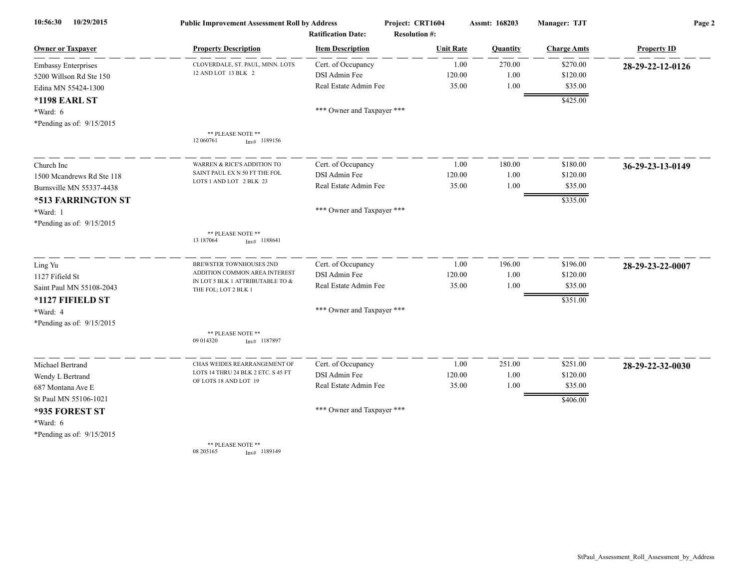**Public Improvement Assessment Roll by Address** — Project: CRT1604 — Assmt: 168203 — Manager: TJT

Ratification Date: Resolution #:

| Owner or Taxpayer | Property Description | Item Description | Unit Rate | Quantity | Charge Amts | Property ID |
|---|---|---|---|---|---|---|
| Embassy Enterprises<br>5200 Willson Rd Ste 150<br>Edina MN 55424-1300<br>**\*1198 EARL ST**<br>\*Ward: 6<br>\*Pending as of: 9/15/2015 | CLOVERDALE, ST. PAUL, MINN. LOTS 12 AND LOT 13 BLK 2<br><br>** PLEASE NOTE **<br>12 060761 Inv# 1189156 | Cert. of Occupancy<br>DSI Admin Fee<br>Real Estate Admin Fee<br><br>*** Owner and Taxpayer *** | 1.00<br>120.00<br>35.00 | 270.00<br>1.00<br>1.00 | $270.00<br>$120.00<br>$35.00<br>$425.00 | **28-29-22-12-0126** |
| Church Inc<br>1500 Mcandrews Rd Ste 118<br>Burnsville MN 55337-4438<br>**\*513 FARRINGTON ST**<br>\*Ward: 1<br>\*Pending as of: 9/15/2015 | WARREN & RICE'S ADDITION TO SAINT PAUL EX N 50 FT THE FOL LOTS 1 AND LOT 2 BLK 23<br><br>** PLEASE NOTE **<br>13 187064 Inv# 1188641 | Cert. of Occupancy<br>DSI Admin Fee<br>Real Estate Admin Fee<br><br>*** Owner and Taxpayer *** | 1.00<br>120.00<br>35.00 | 180.00<br>1.00<br>1.00 | $180.00<br>$120.00<br>$35.00<br>$335.00 | **36-29-23-13-0149** |
| Ling Yu<br>1127 Fifield St<br>Saint Paul MN 55108-2043<br>**\*1127 FIFIELD ST**<br>\*Ward: 4<br>\*Pending as of: 9/15/2015 | BREWSTER TOWNHOUSES 2ND ADDITION COMMON AREA INTEREST IN LOT 5 BLK 1 ATTRIBUTABLE TO & THE FOL; LOT 2 BLK 1<br><br>** PLEASE NOTE **<br>09 014320 Inv# 1187897 | Cert. of Occupancy<br>DSI Admin Fee<br>Real Estate Admin Fee<br><br>*** Owner and Taxpayer *** | 1.00<br>120.00<br>35.00 | 196.00<br>1.00<br>1.00 | $196.00<br>$120.00<br>$35.00<br>$351.00 | **28-29-23-22-0007** |
| Michael Bertrand<br>Wendy L Bertrand<br>687 Montana Ave E<br>St Paul MN 55106-1021<br>**\*935 FOREST ST**<br>\*Ward: 6<br>\*Pending as of: 9/15/2015 | CHAS WEIDES REARRANGEMENT OF LOTS 14 THRU 24 BLK 2 ETC. S 45 FT OF LOTS 18 AND LOT 19<br><br>** PLEASE NOTE **<br>08 205165 Inv# 1189149 | Cert. of Occupancy<br>DSI Admin Fee<br>Real Estate Admin Fee<br><br>*** Owner and Taxpayer *** | 1.00<br>120.00<br>35.00 | 251.00<br>1.00<br>1.00 | $251.00<br>$120.00<br>$35.00<br>$406.00 | **28-29-22-32-0030** |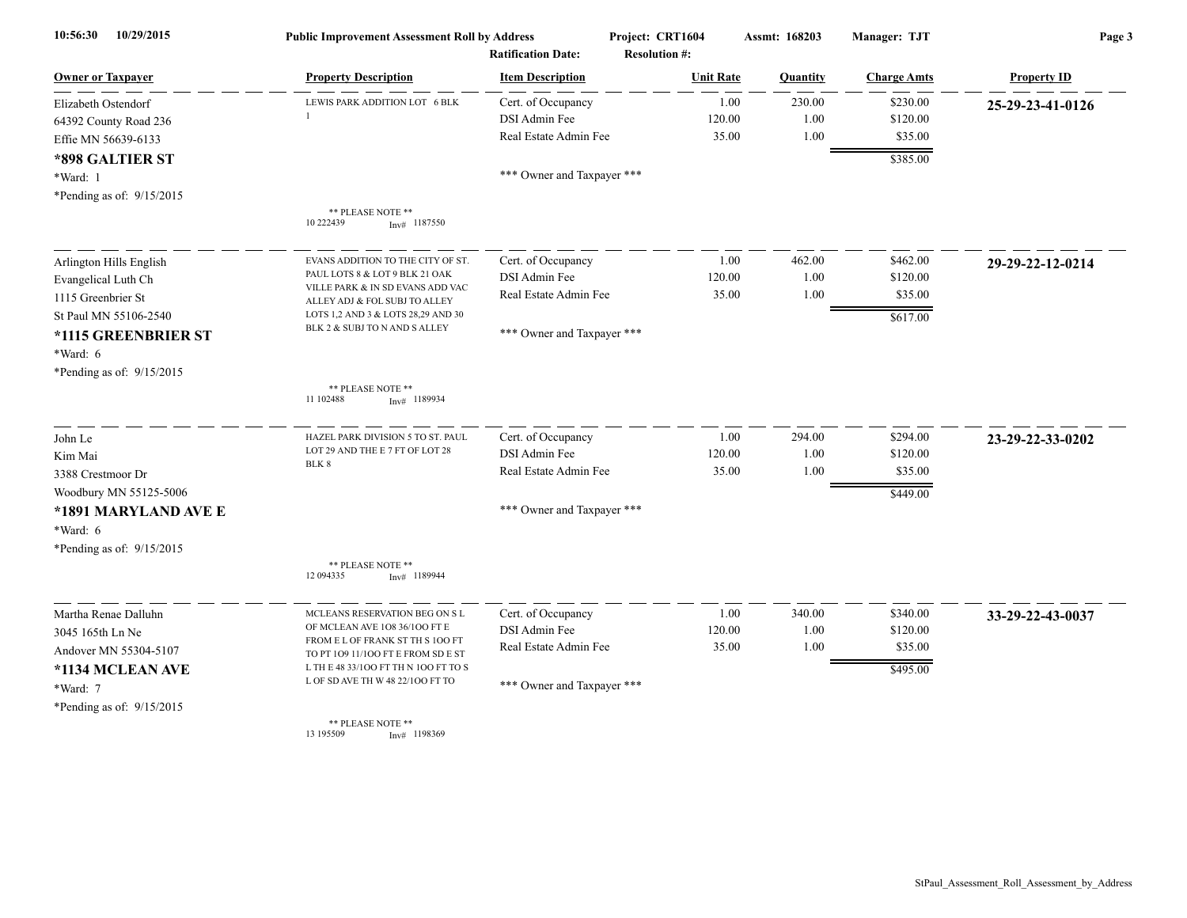10:56:30 10/29/2015 **Public Improvement Assessment Roll by Address** Project: CRT1604 Assmt: 168203 Manager: TJT

Ratification Date: Resolution #:

| Owner or Taxpayer | Property Description | Item Description | Unit Rate | Quantity | Charge Amts | Property ID |
|---|---|---|---|---|---|---|
| Elizabeth Ostendorf<br>64392 County Road 236<br>Effie MN 56639-6133<br>**\*898 GALTIER ST**<br>\*Ward: 1<br>\*Pending as of: 9/15/2015 | LEWIS PARK ADDITION LOT 6 BLK 1<br><br>\*\* PLEASE NOTE \*\*<br>10 222439 Inv# 1187550 | Cert. of Occupancy<br>DSI Admin Fee<br>Real Estate Admin Fee<br><br>\*\*\* Owner and Taxpayer \*\*\* | 1.00<br>120.00<br>35.00 | 230.00<br>1.00<br>1.00 | $230.00<br>$120.00<br>$35.00<br>$385.00 | **25-29-23-41-0126** |
| Arlington Hills English<br>Evangelical Luth Ch<br>1115 Greenbrier St<br>St Paul MN 55106-2540<br>**\*1115 GREENBRIER ST**<br>\*Ward: 6<br>\*Pending as of: 9/15/2015 | EVANS ADDITION TO THE CITY OF ST. PAUL LOTS 8 & LOT 9 BLK 21 OAK VILLE PARK & IN SD EVANS ADD VAC ALLEY ADJ & FOL SUBJ TO ALLEY LOTS 1,2 AND 3 & LOTS 28,29 AND 30 BLK 2 & SUBJ TO N AND S ALLEY<br><br>\*\* PLEASE NOTE \*\*<br>11 102488 Inv# 1189934 | Cert. of Occupancy<br>DSI Admin Fee<br>Real Estate Admin Fee<br><br>\*\*\* Owner and Taxpayer \*\*\* | 1.00<br>120.00<br>35.00 | 462.00<br>1.00<br>1.00 | $462.00<br>$120.00<br>$35.00<br>$617.00 | **29-29-22-12-0214** |
| John Le<br>Kim Mai<br>3388 Crestmoor Dr<br>Woodbury MN 55125-5006<br>**\*1891 MARYLAND AVE E**<br>\*Ward: 6<br>\*Pending as of: 9/15/2015 | HAZEL PARK DIVISION 5 TO ST. PAUL LOT 29 AND THE E 7 FT OF LOT 28 BLK 8<br><br>\*\* PLEASE NOTE \*\*<br>12 094335 Inv# 1189944 | Cert. of Occupancy<br>DSI Admin Fee<br>Real Estate Admin Fee<br><br>\*\*\* Owner and Taxpayer \*\*\* | 1.00<br>120.00<br>35.00 | 294.00<br>1.00<br>1.00 | $294.00<br>$120.00<br>$35.00<br>$449.00 | **23-29-22-33-0202** |
| Martha Renae Dalluhn<br>3045 165th Ln Ne<br>Andover MN 55304-5107<br>**\*1134 MCLEAN AVE**<br>\*Ward: 7<br>\*Pending as of: 9/15/2015 | MCLEANS RESERVATION BEG ON S L OF MCLEAN AVE 1O8 36/1OO FT E FROM E L OF FRANK ST TH S 1OO FT TO PT 1O9 11/1OO FT E FROM SD E ST L TH E 48 33/1OO FT TH N 1OO FT TO S L OF SD AVE TH W 48 22/1OO FT TO<br><br>\*\* PLEASE NOTE \*\*<br>13 195509 Inv# 1198369 | Cert. of Occupancy<br>DSI Admin Fee<br>Real Estate Admin Fee<br><br>\*\*\* Owner and Taxpayer \*\*\* | 1.00<br>120.00<br>35.00 | 340.00<br>1.00<br>1.00 | $340.00<br>$120.00<br>$35.00<br>$495.00 | **33-29-22-43-0037** |

StPaul_Assessment_Roll_Assessment_by_Address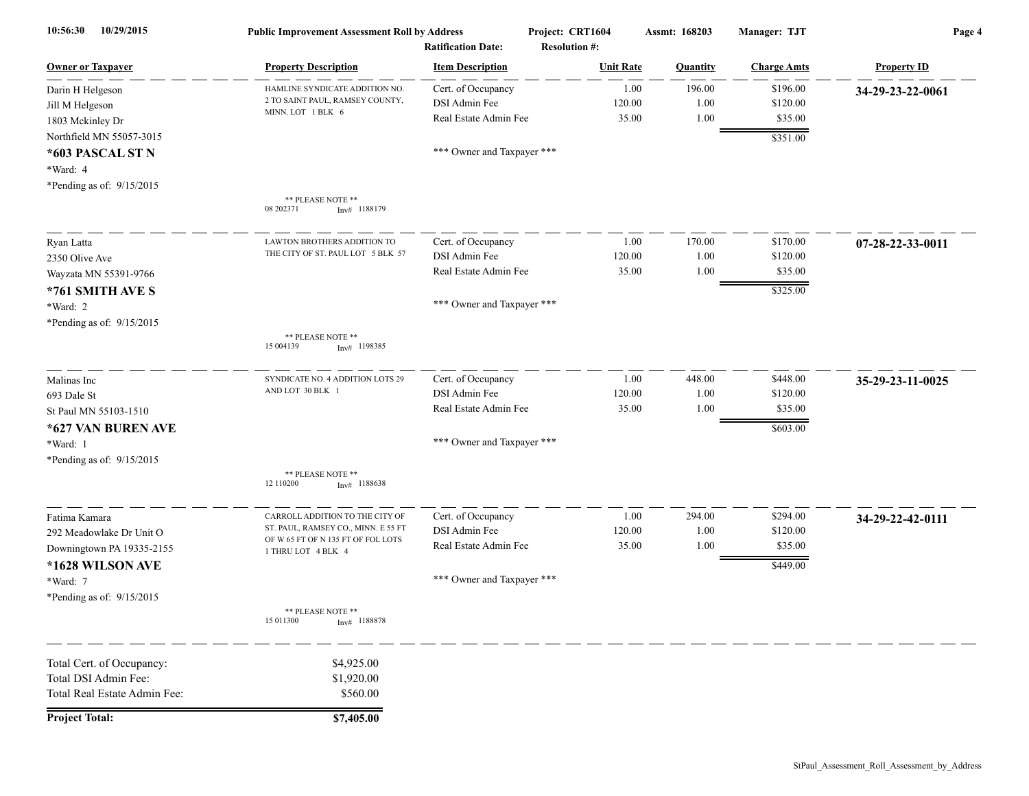| Owner or Taxpayer | Property Description | Item Description | Unit Rate | Quantity | Charge Amts | Property ID |
|---|---|---|---|---|---|---|
| Darin H Helgeson<br>Jill M Helgeson<br>1803 Mckinley Dr<br>Northfield MN 55057-3015<br>**\*603 PASCAL ST N**<br>\*Ward: 4<br>\*Pending as of: 9/15/2015 | HAMLINE SYNDICATE ADDITION NO. 2 TO SAINT PAUL, RAMSEY COUNTY, MINN. LOT 1 BLK 6<br><br>\*\* PLEASE NOTE \*\*<br>08 202371 Inv# 1188179 | Cert. of Occupancy<br>DSI Admin Fee<br>Real Estate Admin Fee<br><br>\*\*\* Owner and Taxpayer \*\*\* | 1.00<br>120.00<br>35.00 | 196.00<br>1.00<br>1.00 | $196.00<br>$120.00<br>$35.00<br>$351.00 | **34-29-23-22-0061** |
| Ryan Latta<br>2350 Olive Ave<br>Wayzata MN 55391-9766<br>**\*761 SMITH AVE S**<br>\*Ward: 2<br>\*Pending as of: 9/15/2015 | LAWTON BROTHERS ADDITION TO THE CITY OF ST. PAUL LOT 5 BLK 57<br><br>\*\* PLEASE NOTE \*\*<br>15 004139 Inv# 1198385 | Cert. of Occupancy<br>DSI Admin Fee<br>Real Estate Admin Fee<br><br>\*\*\* Owner and Taxpayer \*\*\* | 1.00<br>120.00<br>35.00 | 170.00<br>1.00<br>1.00 | $170.00<br>$120.00<br>$35.00<br>$325.00 | **07-28-22-33-0011** |
| Malinas Inc<br>693 Dale St<br>St Paul MN 55103-1510<br>**\*627 VAN BUREN AVE**<br>\*Ward: 1<br>\*Pending as of: 9/15/2015 | SYNDICATE NO. 4 ADDITION LOTS 29 AND LOT 30 BLK 1<br><br>\*\* PLEASE NOTE \*\*<br>12 110200 Inv# 1188638 | Cert. of Occupancy<br>DSI Admin Fee<br>Real Estate Admin Fee<br><br>\*\*\* Owner and Taxpayer \*\*\* | 1.00<br>120.00<br>35.00 | 448.00<br>1.00<br>1.00 | $448.00<br>$120.00<br>$35.00<br>$603.00 | **35-29-23-11-0025** |
| Fatima Kamara<br>292 Meadowlake Dr Unit O<br>Downingtown PA 19335-2155<br>**\*1628 WILSON AVE**<br>\*Ward: 7<br>\*Pending as of: 9/15/2015 | CARROLL ADDITION TO THE CITY OF ST. PAUL, RAMSEY CO., MINN. E 55 FT OF W 65 FT OF N 135 FT OF FOL LOTS 1 THRU LOT 4 BLK 4<br><br>\*\* PLEASE NOTE \*\*<br>15 011300 Inv# 1188878 | Cert. of Occupancy<br>DSI Admin Fee<br>Real Estate Admin Fee<br><br>\*\*\* Owner and Taxpayer \*\*\* | 1.00<br>120.00<br>35.00 | 294.00<br>1.00<br>1.00 | $294.00<br>$120.00<br>$35.00<br>$449.00 | **34-29-22-42-0111** |

| | |
|---|---|
| Total Cert. of Occupancy: | $4,925.00 |
| Total DSI Admin Fee: | $1,920.00 |
| Total Real Estate Admin Fee: | $560.00 |
| **Project Total:** | **$7,405.00** |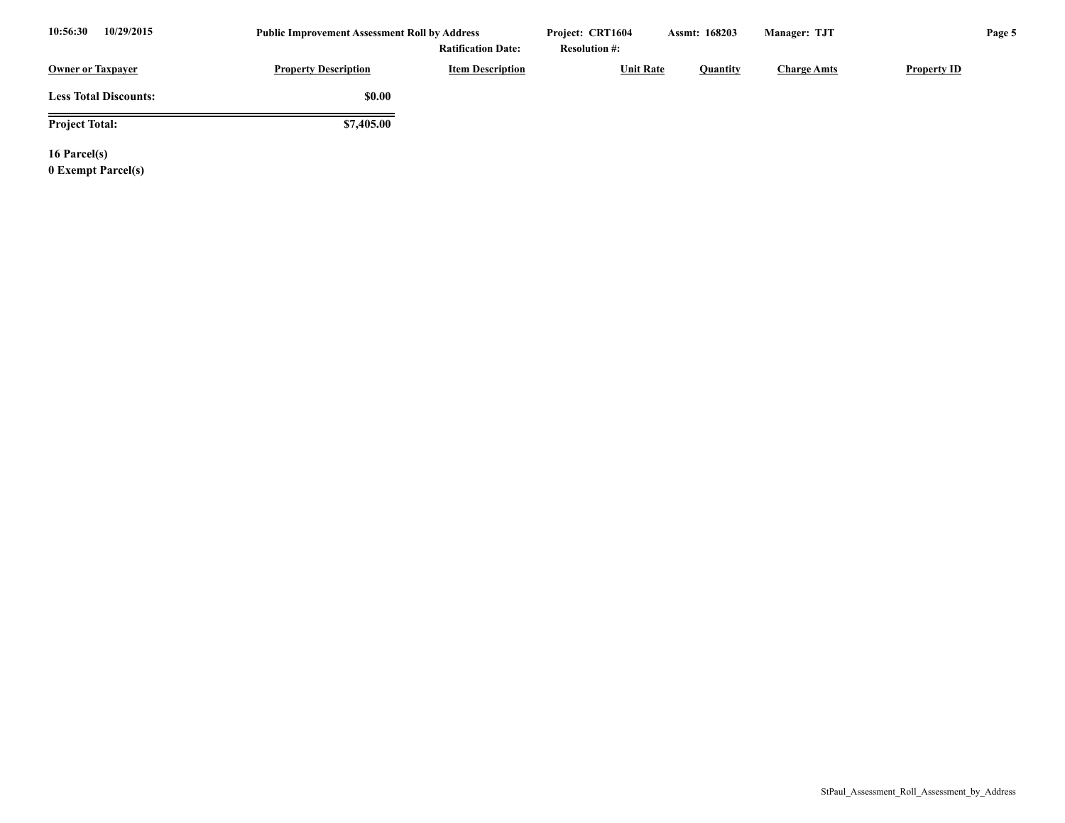| Owner or Taxpayer | Property Description | Item Description | Unit Rate | Quantity | Charge Amts | Property ID |
|---|---|---|---|---|---|---|
| **Less Total Discounts:** | **$0.00** | | | | | |
| **Project Total:** | **$7,405.00** | | | | | |

**16 Parcel(s)**
**0 Exempt Parcel(s)**